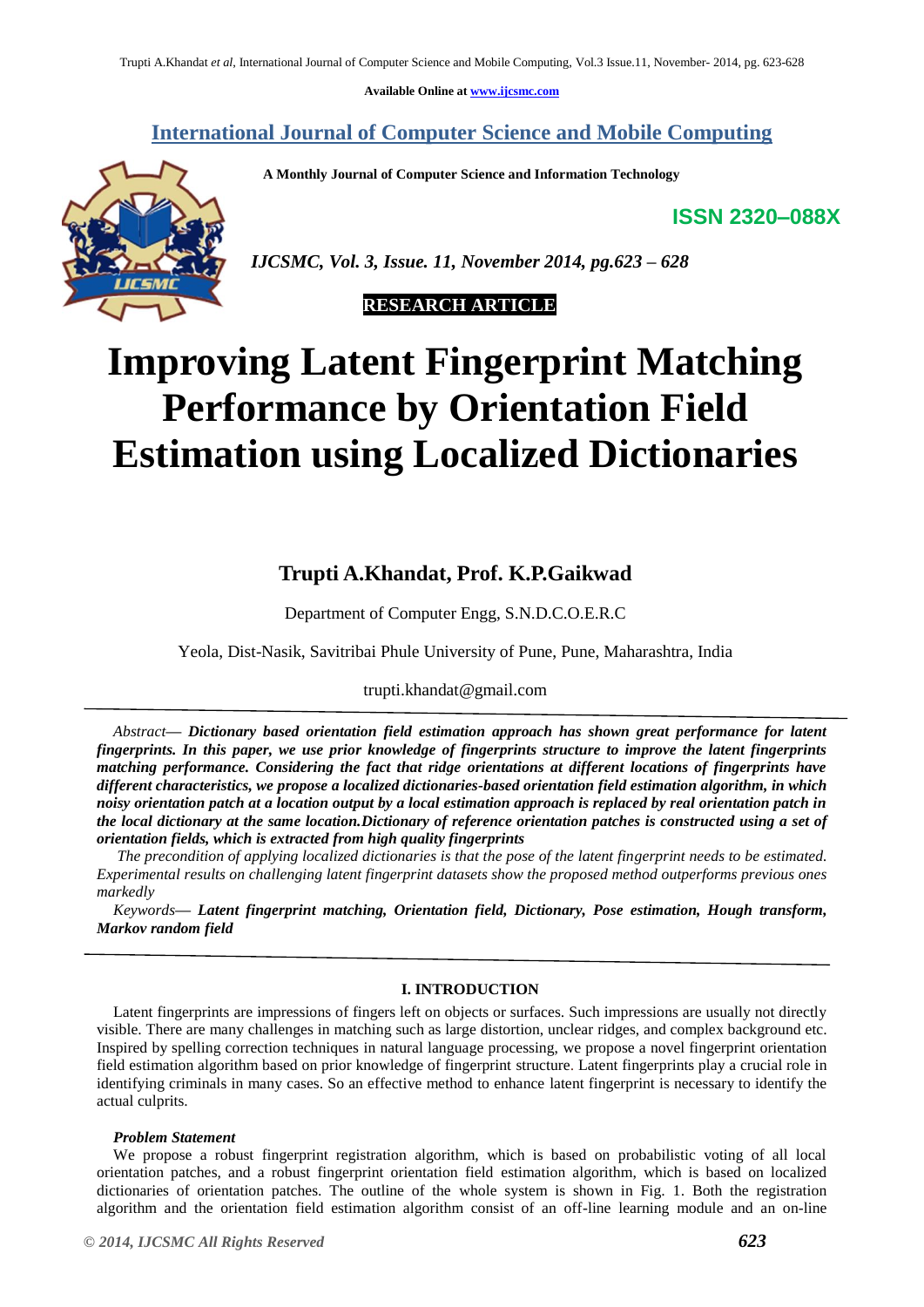Available Online at www.ijcsmc.com

# International Journal of Computer Science and Mobile Computing

**A Monthly Journal of Computer Science and Information Technology**

**ISSN 2320–088X**

***IJCSMC, Vol. 3, Issue. 11, November 2014, pg.623 – 628***

**RESEARCH ARTICLE**

# Improving Latent Fingerprint Matching Performance by Orientation Field Estimation using Localized Dictionaries

## Trupti A.Khandat, Prof. K.P.Gaikwad

Department of Computer Engg, S.N.D.C.O.E.R.C

Yeola, Dist-Nasik, Savitribai Phule University of Pune, Pune, Maharashtra, India

trupti.khandat@gmail.com

*Abstract—* ***Dictionary based orientation field estimation approach has shown great performance for latent fingerprints. In this paper, we use prior knowledge of fingerprints structure to improve the latent fingerprints matching performance. Considering the fact that ridge orientations at different locations of fingerprints have different characteristics, we propose a localized dictionaries-based orientation field estimation algorithm, in which noisy orientation patch at a location output by a local estimation approach is replaced by real orientation patch in the local dictionary at the same location.Dictionary of reference orientation patches is constructed using a set of orientation fields, which is extracted from high quality fingerprints***

*The precondition of applying localized dictionaries is that the pose of the latent fingerprint needs to be estimated. Experimental results on challenging latent fingerprint datasets show the proposed method outperforms previous ones markedly*

*Keywords—* ***Latent fingerprint matching, Orientation field, Dictionary, Pose estimation, Hough transform, Markov random field***

## I. INTRODUCTION

Latent fingerprints are impressions of fingers left on objects or surfaces. Such impressions are usually not directly visible. There are many challenges in matching such as large distortion, unclear ridges, and complex background etc. Inspired by spelling correction techniques in natural language processing, we propose a novel fingerprint orientation field estimation algorithm based on prior knowledge of fingerprint structure. Latent fingerprints play a crucial role in identifying criminals in many cases. So an effective method to enhance latent fingerprint is necessary to identify the actual culprits.

### *Problem Statement*

We propose a robust fingerprint registration algorithm, which is based on probabilistic voting of all local orientation patches, and a robust fingerprint orientation field estimation algorithm, which is based on localized dictionaries of orientation patches. The outline of the whole system is shown in Fig. 1. Both the registration algorithm and the orientation field estimation algorithm consist of an off-line learning module and an on-line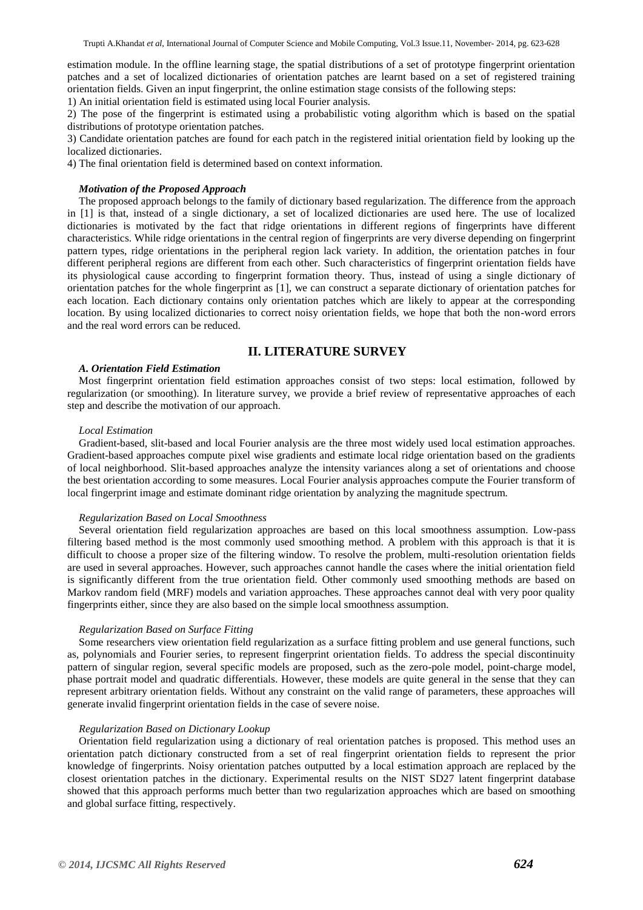estimation module. In the offline learning stage, the spatial distributions of a set of prototype fingerprint orientation patches and a set of localized dictionaries of orientation patches are learnt based on a set of registered training orientation fields. Given an input fingerprint, the online estimation stage consists of the following steps:

1) An initial orientation field is estimated using local Fourier analysis.

2) The pose of the fingerprint is estimated using a probabilistic voting algorithm which is based on the spatial distributions of prototype orientation patches.

3) Candidate orientation patches are found for each patch in the registered initial orientation field by looking up the localized dictionaries.

4) The final orientation field is determined based on context information.

#### *Motivation of the Proposed Approach*

The proposed approach belongs to the family of dictionary based regularization. The difference from the approach in [1] is that, instead of a single dictionary, a set of localized dictionaries are used here. The use of localized dictionaries is motivated by the fact that ridge orientations in different regions of fingerprints have different characteristics. While ridge orientations in the central region of fingerprints are very diverse depending on fingerprint pattern types, ridge orientations in the peripheral region lack variety. In addition, the orientation patches in four different peripheral regions are different from each other. Such characteristics of fingerprint orientation fields have its physiological cause according to fingerprint formation theory. Thus, instead of using a single dictionary of orientation patches for the whole fingerprint as [1], we can construct a separate dictionary of orientation patches for each location. Each dictionary contains only orientation patches which are likely to appear at the corresponding location. By using localized dictionaries to correct noisy orientation fields, we hope that both the non-word errors and the real word errors can be reduced.

## II. LITERATURE SURVEY

### *A. Orientation Field Estimation*

Most fingerprint orientation field estimation approaches consist of two steps: local estimation, followed by regularization (or smoothing). In literature survey, we provide a brief review of representative approaches of each step and describe the motivation of our approach.

#### *Local Estimation*

Gradient-based, slit-based and local Fourier analysis are the three most widely used local estimation approaches. Gradient-based approaches compute pixel wise gradients and estimate local ridge orientation based on the gradients of local neighborhood. Slit-based approaches analyze the intensity variances along a set of orientations and choose the best orientation according to some measures. Local Fourier analysis approaches compute the Fourier transform of local fingerprint image and estimate dominant ridge orientation by analyzing the magnitude spectrum.

#### *Regularization Based on Local Smoothness*

Several orientation field regularization approaches are based on this local smoothness assumption. Low-pass filtering based method is the most commonly used smoothing method. A problem with this approach is that it is difficult to choose a proper size of the filtering window. To resolve the problem, multi-resolution orientation fields are used in several approaches. However, such approaches cannot handle the cases where the initial orientation field is significantly different from the true orientation field. Other commonly used smoothing methods are based on Markov random field (MRF) models and variation approaches. These approaches cannot deal with very poor quality fingerprints either, since they are also based on the simple local smoothness assumption.

#### *Regularization Based on Surface Fitting*

Some researchers view orientation field regularization as a surface fitting problem and use general functions, such as, polynomials and Fourier series, to represent fingerprint orientation fields. To address the special discontinuity pattern of singular region, several specific models are proposed, such as the zero-pole model, point-charge model, phase portrait model and quadratic differentials. However, these models are quite general in the sense that they can represent arbitrary orientation fields. Without any constraint on the valid range of parameters, these approaches will generate invalid fingerprint orientation fields in the case of severe noise.

#### *Regularization Based on Dictionary Lookup*

Orientation field regularization using a dictionary of real orientation patches is proposed. This method uses an orientation patch dictionary constructed from a set of real fingerprint orientation fields to represent the prior knowledge of fingerprints. Noisy orientation patches outputted by a local estimation approach are replaced by the closest orientation patches in the dictionary. Experimental results on the NIST SD27 latent fingerprint database showed that this approach performs much better than two regularization approaches which are based on smoothing and global surface fitting, respectively.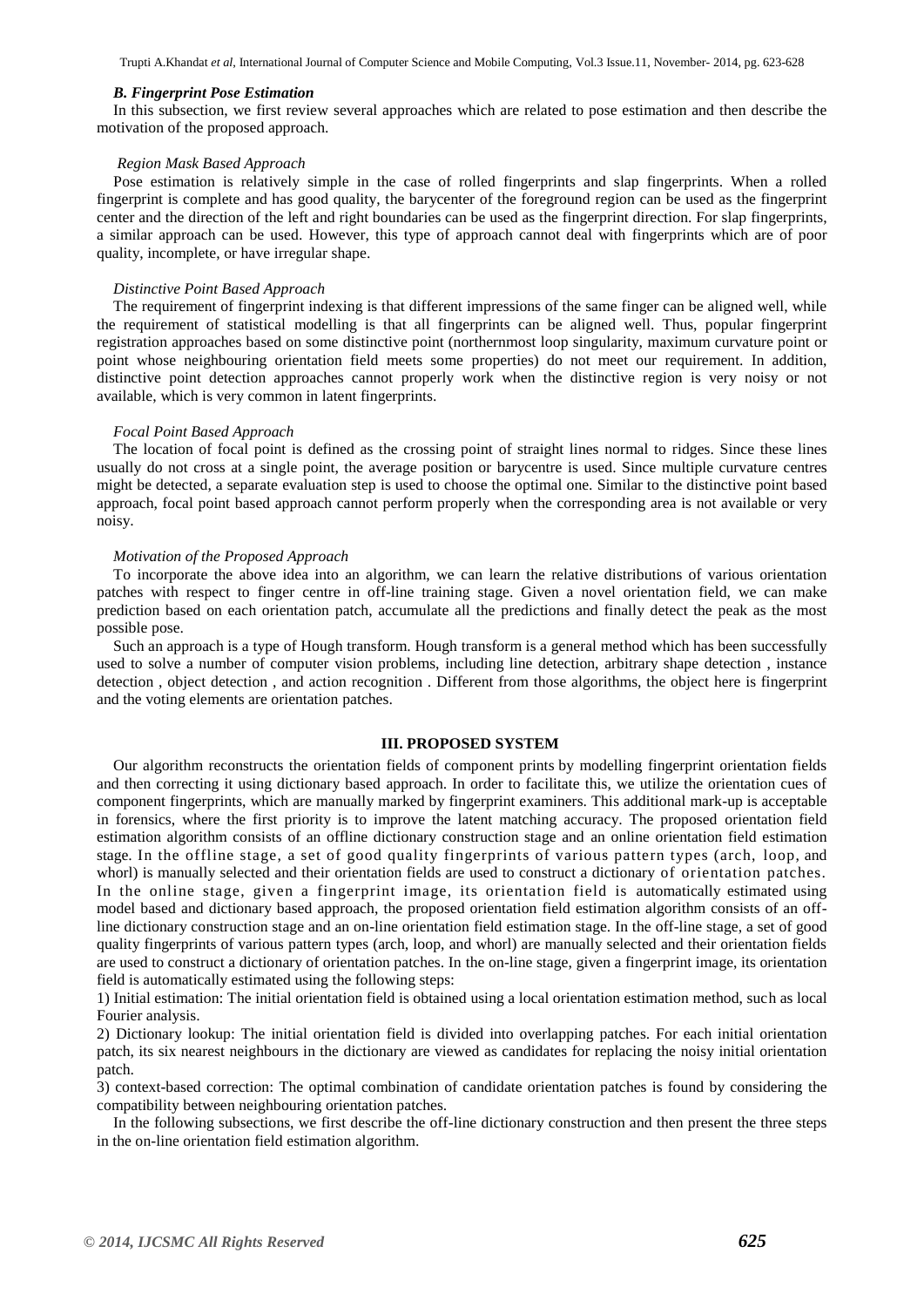### *B. Fingerprint Pose Estimation*

In this subsection, we first review several approaches which are related to pose estimation and then describe the motivation of the proposed approach.

*Region Mask Based Approach*

Pose estimation is relatively simple in the case of rolled fingerprints and slap fingerprints. When a rolled fingerprint is complete and has good quality, the barycenter of the foreground region can be used as the fingerprint center and the direction of the left and right boundaries can be used as the fingerprint direction. For slap fingerprints, a similar approach can be used. However, this type of approach cannot deal with fingerprints which are of poor quality, incomplete, or have irregular shape.

*Distinctive Point Based Approach*

The requirement of fingerprint indexing is that different impressions of the same finger can be aligned well, while the requirement of statistical modelling is that all fingerprints can be aligned well. Thus, popular fingerprint registration approaches based on some distinctive point (northernmost loop singularity, maximum curvature point or point whose neighbouring orientation field meets some properties) do not meet our requirement. In addition, distinctive point detection approaches cannot properly work when the distinctive region is very noisy or not available, which is very common in latent fingerprints.

*Focal Point Based Approach*

The location of focal point is defined as the crossing point of straight lines normal to ridges. Since these lines usually do not cross at a single point, the average position or barycentre is used. Since multiple curvature centres might be detected, a separate evaluation step is used to choose the optimal one. Similar to the distinctive point based approach, focal point based approach cannot perform properly when the corresponding area is not available or very noisy.

*Motivation of the Proposed Approach*

To incorporate the above idea into an algorithm, we can learn the relative distributions of various orientation patches with respect to finger centre in off-line training stage. Given a novel orientation field, we can make prediction based on each orientation patch, accumulate all the predictions and finally detect the peak as the most possible pose.

Such an approach is a type of Hough transform. Hough transform is a general method which has been successfully used to solve a number of computer vision problems, including line detection, arbitrary shape detection , instance detection , object detection , and action recognition . Different from those algorithms, the object here is fingerprint and the voting elements are orientation patches.

## III. PROPOSED SYSTEM

Our algorithm reconstructs the orientation fields of component prints by modelling fingerprint orientation fields and then correcting it using dictionary based approach. In order to facilitate this, we utilize the orientation cues of component fingerprints, which are manually marked by fingerprint examiners. This additional mark-up is acceptable in forensics, where the first priority is to improve the latent matching accuracy. The proposed orientation field estimation algorithm consists of an offline dictionary construction stage and an online orientation field estimation stage. In the offline stage, a set of good quality fingerprints of various pattern types (arch, loop, and whorl) is manually selected and their orientation fields are used to construct a dictionary of orientation patches. In the online stage, given a fingerprint image, its orientation field is automatically estimated using model based and dictionary based approach, the proposed orientation field estimation algorithm consists of an off-line dictionary construction stage and an on-line orientation field estimation stage. In the off-line stage, a set of good quality fingerprints of various pattern types (arch, loop, and whorl) are manually selected and their orientation fields are used to construct a dictionary of orientation patches. In the on-line stage, given a fingerprint image, its orientation field is automatically estimated using the following steps:

1) Initial estimation: The initial orientation field is obtained using a local orientation estimation method, such as local Fourier analysis.

2) Dictionary lookup: The initial orientation field is divided into overlapping patches. For each initial orientation patch, its six nearest neighbours in the dictionary are viewed as candidates for replacing the noisy initial orientation patch.

3) context-based correction: The optimal combination of candidate orientation patches is found by considering the compatibility between neighbouring orientation patches.

In the following subsections, we first describe the off-line dictionary construction and then present the three steps in the on-line orientation field estimation algorithm.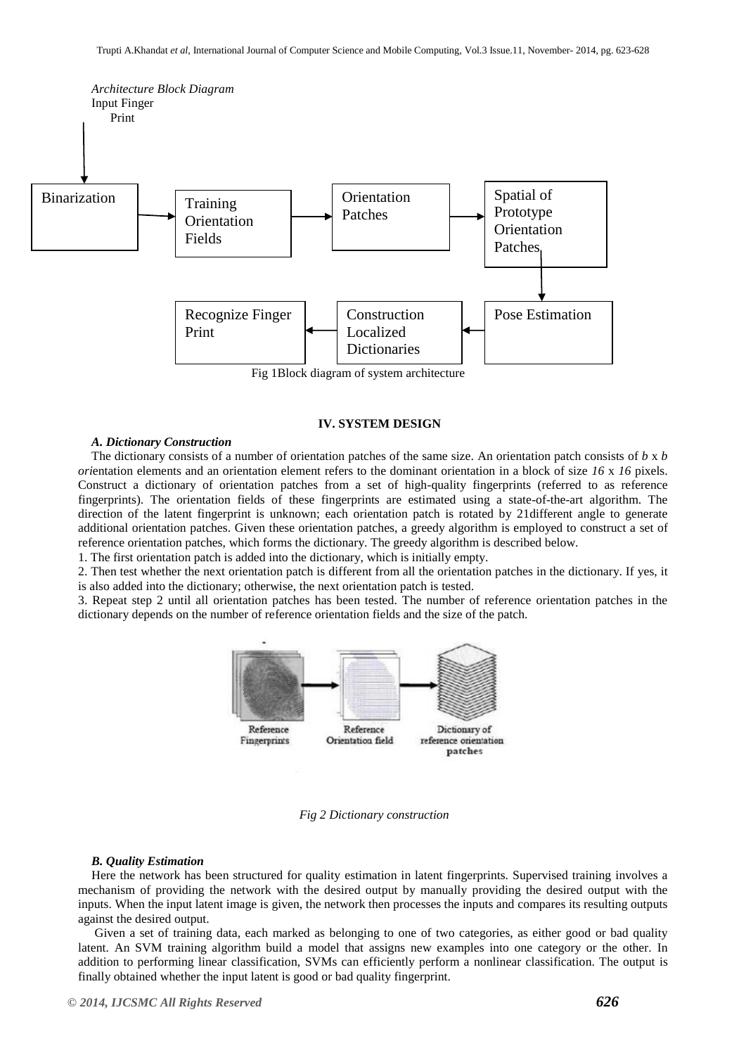*Architecture Block Diagram*

Input Finger Print

Binarization → Training Orientation Fields → Orientation Patches → Spatial of Prototype Orientation Patches → Pose Estimation → Construction Localized Dictionaries → Recognize Finger Print

Fig 1Block diagram of system architecture

## IV. SYSTEM DESIGN

### *A. Dictionary Construction*

The dictionary consists of a number of orientation patches of the same size. An orientation patch consists of *b* x *b ori*entation elements and an orientation element refers to the dominant orientation in a block of size *16* x *16* pixels. Construct a dictionary of orientation patches from a set of high-quality fingerprints (referred to as reference fingerprints). The orientation fields of these fingerprints are estimated using a state-of-the-art algorithm. The direction of the latent fingerprint is unknown; each orientation patch is rotated by 21different angle to generate additional orientation patches. Given these orientation patches, a greedy algorithm is employed to construct a set of reference orientation patches, which forms the dictionary. The greedy algorithm is described below.

1. The first orientation patch is added into the dictionary, which is initially empty.
2. Then test whether the next orientation patch is different from all the orientation patches in the dictionary. If yes, it is also added into the dictionary; otherwise, the next orientation patch is tested.
3. Repeat step 2 until all orientation patches has been tested. The number of reference orientation patches in the dictionary depends on the number of reference orientation fields and the size of the patch.

Reference Fingerprints → Reference Orientation field → Dictionary of reference orientation patches

*Fig 2 Dictionary construction*

### *B. Quality Estimation*

Here the network has been structured for quality estimation in latent fingerprints. Supervised training involves a mechanism of providing the network with the desired output by manually providing the desired output with the inputs. When the input latent image is given, the network then processes the inputs and compares its resulting outputs against the desired output.

Given a set of training data, each marked as belonging to one of two categories, as either good or bad quality latent. An SVM training algorithm build a model that assigns new examples into one category or the other. In addition to performing linear classification, SVMs can efficiently perform a nonlinear classification. The output is finally obtained whether the input latent is good or bad quality fingerprint.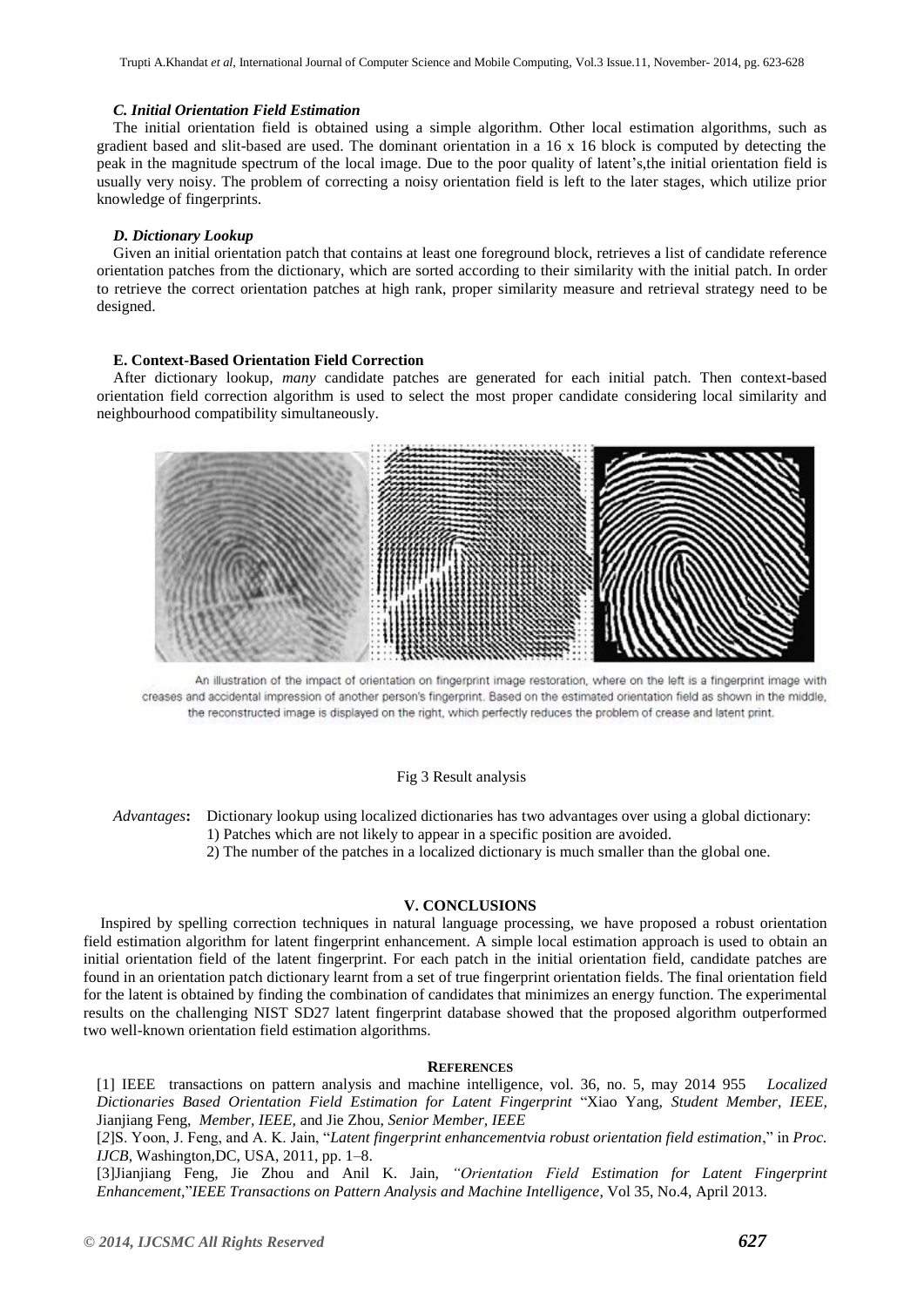### *C. Initial Orientation Field Estimation*

The initial orientation field is obtained using a simple algorithm. Other local estimation algorithms, such as gradient based and slit-based are used. The dominant orientation in a 16 x 16 block is computed by detecting the peak in the magnitude spectrum of the local image. Due to the poor quality of latent's,the initial orientation field is usually very noisy. The problem of correcting a noisy orientation field is left to the later stages, which utilize prior knowledge of fingerprints.

### *D. Dictionary Lookup*

Given an initial orientation patch that contains at least one foreground block, retrieves a list of candidate reference orientation patches from the dictionary, which are sorted according to their similarity with the initial patch. In order to retrieve the correct orientation patches at high rank, proper similarity measure and retrieval strategy need to be designed.

### **E. Context-Based Orientation Field Correction**

After dictionary lookup, *many* candidate patches are generated for each initial patch. Then context-based orientation field correction algorithm is used to select the most proper candidate considering local similarity and neighbourhood compatibility simultaneously.

An illustration of the impact of orientation on fingerprint image restoration, where on the left is a fingerprint image with creases and accidental impression of another person's fingerprint. Based on the estimated orientation field as shown in the middle, the reconstructed image is displayed on the right, which perfectly reduces the problem of crease and latent print.

Fig 3 Result analysis

*Advantages***:** Dictionary lookup using localized dictionaries has two advantages over using a global dictionary:
1) Patches which are not likely to appear in a specific position are avoided.
2) The number of the patches in a localized dictionary is much smaller than the global one.

## V. CONCLUSIONS

Inspired by spelling correction techniques in natural language processing, we have proposed a robust orientation field estimation algorithm for latent fingerprint enhancement. A simple local estimation approach is used to obtain an initial orientation field of the latent fingerprint. For each patch in the initial orientation field, candidate patches are found in an orientation patch dictionary learnt from a set of true fingerprint orientation fields. The final orientation field for the latent is obtained by finding the combination of candidates that minimizes an energy function. The experimental results on the challenging NIST SD27 latent fingerprint database showed that the proposed algorithm outperformed two well-known orientation field estimation algorithms.

## REFERENCES

[1] IEEE transactions on pattern analysis and machine intelligence, vol. 36, no. 5, may 2014 955 *Localized Dictionaries Based Orientation Field Estimation for Latent Fingerprint* "Xiao Yang, *Student Member, IEEE*, Jianjiang Feng, *Member, IEEE*, and Jie Zhou, *Senior Member, IEEE*

[2]S. Yoon, J. Feng, and A. K. Jain, "*Latent fingerprint enhancementvia robust orientation field estimation*," in *Proc. IJCB*, Washington,DC, USA, 2011, pp. 1–8.

[3]Jianjiang Feng, Jie Zhou and Anil K. Jain, *"Orientation Field Estimation for Latent Fingerprint Enhancement*,"*IEEE Transactions on Pattern Analysis and Machine Intelligence*, Vol 35, No.4, April 2013.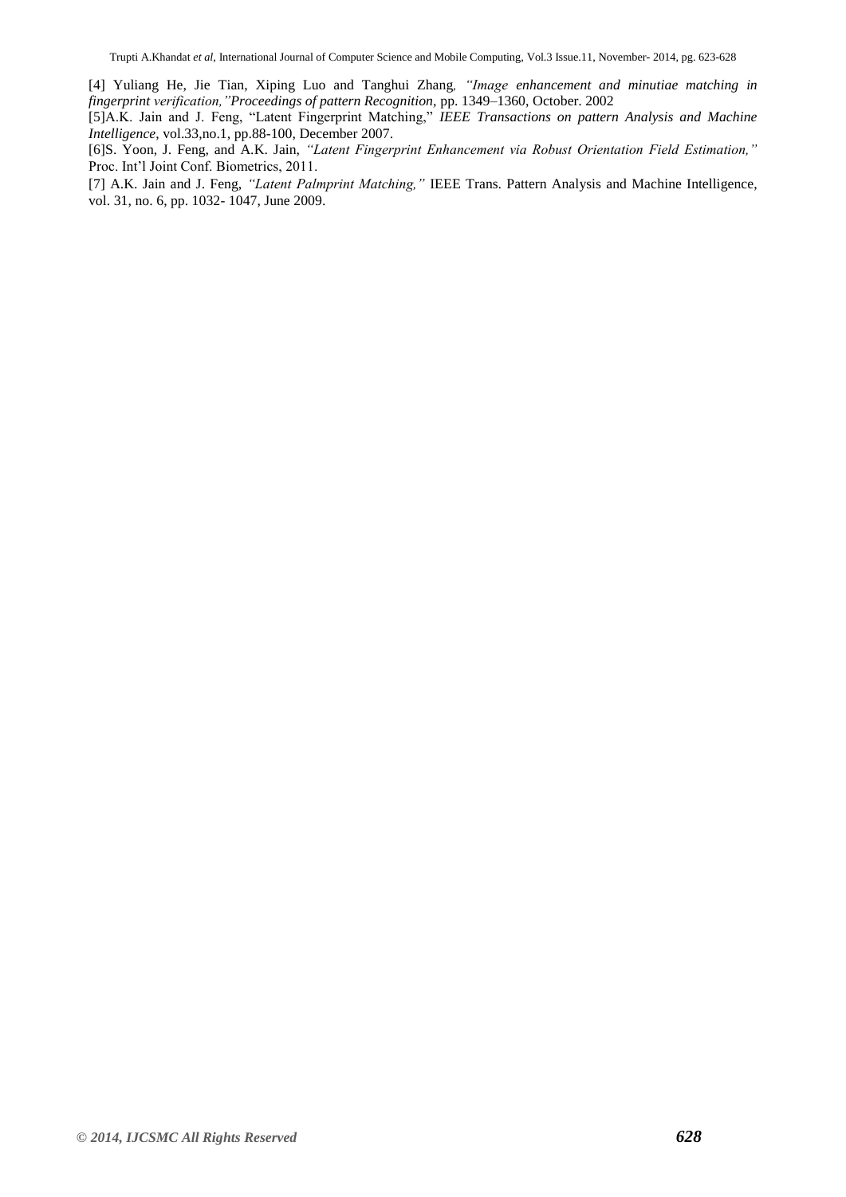[4] Yuliang He, Jie Tian, Xiping Luo and Tanghui Zhang, *"Image enhancement and minutiae matching in fingerprint verification,"Proceedings of pattern Recognition*, pp. 1349–1360, October. 2002

[5]A.K. Jain and J. Feng, "Latent Fingerprint Matching," *IEEE Transactions on pattern Analysis and Machine Intelligence*, vol.33,no.1, pp.88-100, December 2007.

[6]S. Yoon, J. Feng, and A.K. Jain, *"Latent Fingerprint Enhancement via Robust Orientation Field Estimation,"* Proc. Int'l Joint Conf. Biometrics, 2011.

[7] A.K. Jain and J. Feng, *"Latent Palmprint Matching,"* IEEE Trans. Pattern Analysis and Machine Intelligence, vol. 31, no. 6, pp. 1032- 1047, June 2009.